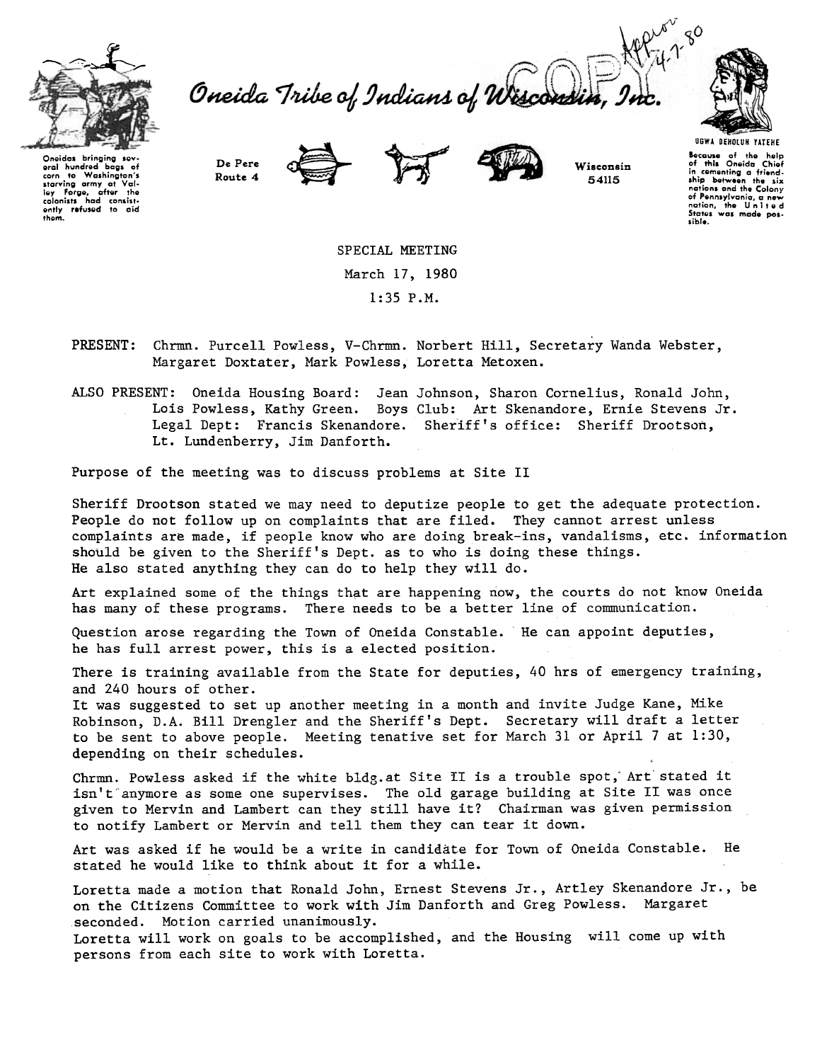Oneida Tribe of Indians of Wisconsin, Inc.

Oneidas bringing several hundred bags of corn to Washington's starving army at Valley Forge, after the colonists had consistently refused to aid them.

De Pere Route 4

Wisconsin 54115

UGWA DEHOLUH YATEHE

Because of the help of this Oneida Chief in cementing a friendship between the six nations and the Colony of Pennsylvania, a new nation, the United States was made possible.

COPY

Approv 4-7-80

SPECIAL MEETING

March 17, 1980

1:35 P.M.

PRESENT: Chrmn. Purcell Powless, V-Chrmn. Norbert Hill, Secretary Wanda Webster, Margaret Doxtater, Mark Powless, Loretta Metoxen.

ALSO PRESENT: Oneida Housing Board: Jean Johnson, Sharon Cornelius, Ronald John, Lois Powless, Kathy Green. Boys Club: Art Skenandore, Ernie Stevens Jr. Legal Dept: Francis Skenandore. Sheriff's office: Sheriff Drootson, Lt. Lundenberry, Jim Danforth.

Purpose of the meeting was to discuss problems at Site II

Sheriff Drootson stated we may need to deputize people to get the adequate protection. People do not follow up on complaints that are filed. They cannot arrest unless complaints are made, if people know who are doing break-ins, vandalisms, etc. information should be given to the Sheriff's Dept. as to who is doing these things. He also stated anything they can do to help they will do.

Art explained some of the things that are happening now, the courts do not know Oneida has many of these programs. There needs to be a better line of communication.

Question arose regarding the Town of Oneida Constable. He can appoint deputies, he has full arrest power, this is a elected position.

There is training available from the State for deputies, 40 hrs of emergency training, and 240 hours of other.
It was suggested to set up another meeting in a month and invite Judge Kane, Mike Robinson, D.A. Bill Drengler and the Sheriff's Dept. Secretary will draft a letter to be sent to above people. Meeting tenative set for March 31 or April 7 at 1:30, depending on their schedules.

Chrmn. Powless asked if the white bldg.at Site II is a trouble spot, Art stated it isn't anymore as some one supervises. The old garage building at Site II was once given to Mervin and Lambert can they still have it? Chairman was given permission to notify Lambert or Mervin and tell them they can tear it down.

Art was asked if he would be a write in candidate for Town of Oneida Constable. He stated he would like to think about it for a while.

Loretta made a motion that Ronald John, Ernest Stevens Jr., Artley Skenandore Jr., be on the Citizens Committee to work with Jim Danforth and Greg Powless. Margaret seconded. Motion carried unanimously.
Loretta will work on goals to be accomplished, and the Housing will come up with persons from each site to work with Loretta.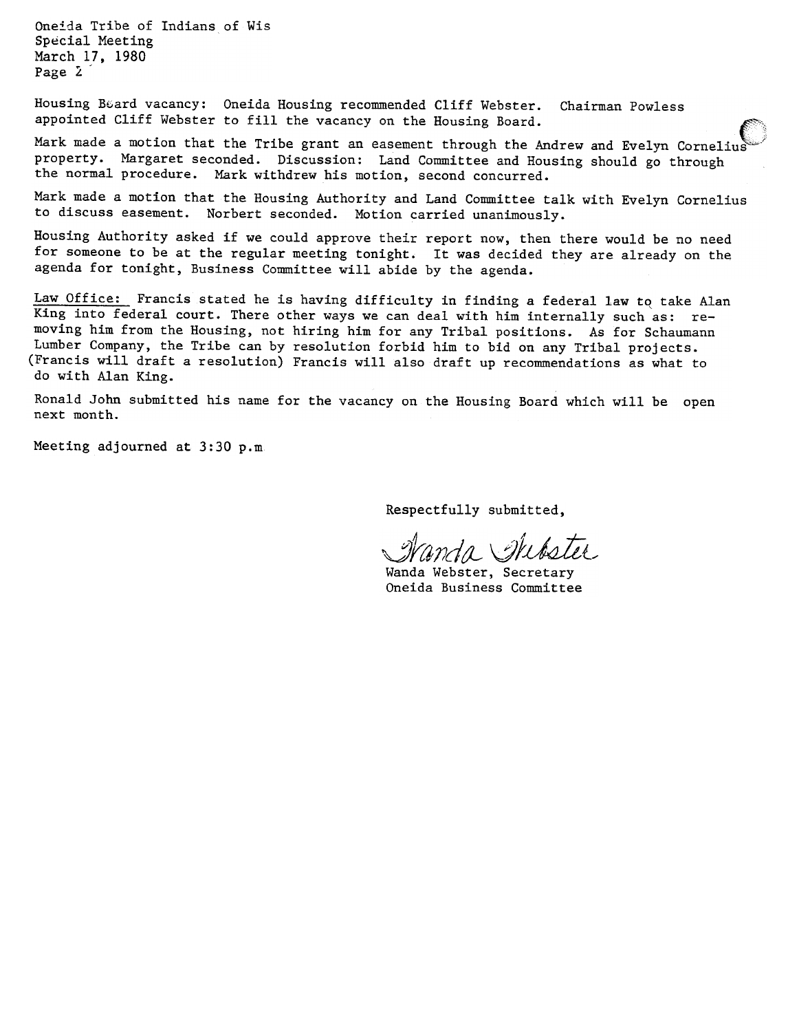Housing Board vacancy: Oneida Housing recommended Cliff Webster. Chairman Powless appointed Cliff Webster to fill the vacancy on the Housing Board.

Mark made a motion that the Tribe grant an easement through the Andrew and Evelyn Cornelius property. Margaret seconded. Discussion: Land Committee and Housing should go through the normal procedure. Mark withdrew his motion, second concurred.

Mark made a motion that the Housing Authority and Land Committee talk with Evelyn Cornelius to discuss easement. Norbert seconded. Motion carried unanimously.

Housing Authority asked if we could approve their report now, then there would be no need for someone to be at the regular meeting tonight. It was decided they are already on the agenda for tonight, Business Committee will abide by the agenda.

Law Office: Francis stated he is having difficulty in finding a federal law to take Alan King into federal court. There other ways we can deal with him internally such as: removing him from the Housing, not hiring him for any Tribal positions. As for Schaumann Lumber Company, the Tribe can by resolution forbid him to bid on any Tribal projects. (Francis will draft a resolution) Francis will also draft up recommendations as what to do with Alan King.

Ronald John submitted his name for the vacancy on the Housing Board which will be open next month.

Meeting adjourned at 3:30 p.m

Respectfully submitted,

Wanda Webster

Wanda Webster, Secretary
Oneida Business Committee